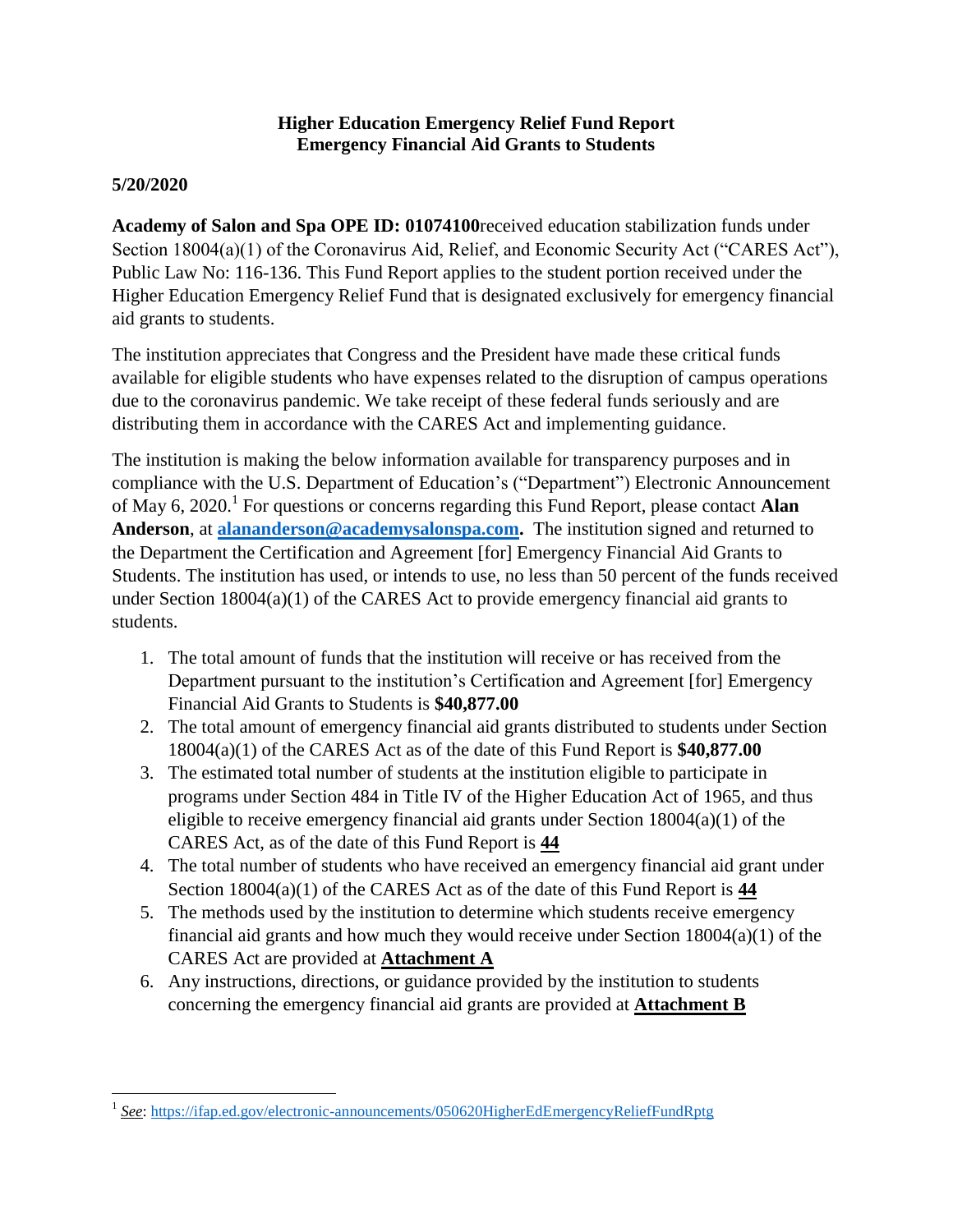**Higher Education Emergency Relief Fund Report**
**Emergency Financial Aid Grants to Students**

**5/20/2020**

**Academy of Salon and Spa OPE ID: 01074100**received education stabilization funds under Section 18004(a)(1) of the Coronavirus Aid, Relief, and Economic Security Act ("CARES Act"), Public Law No: 116-136. This Fund Report applies to the student portion received under the Higher Education Emergency Relief Fund that is designated exclusively for emergency financial aid grants to students.

The institution appreciates that Congress and the President have made these critical funds available for eligible students who have expenses related to the disruption of campus operations due to the coronavirus pandemic. We take receipt of these federal funds seriously and are distributing them in accordance with the CARES Act and implementing guidance.

The institution is making the below information available for transparency purposes and in compliance with the U.S. Department of Education's ("Department") Electronic Announcement of May 6, 2020.[1] For questions or concerns regarding this Fund Report, please contact **Alan Anderson**, at **alananderson@academysalonspa.com.** The institution signed and returned to the Department the Certification and Agreement [for] Emergency Financial Aid Grants to Students. The institution has used, or intends to use, no less than 50 percent of the funds received under Section 18004(a)(1) of the CARES Act to provide emergency financial aid grants to students.

1. The total amount of funds that the institution will receive or has received from the Department pursuant to the institution's Certification and Agreement [for] Emergency Financial Aid Grants to Students is **$40,877.00**
2. The total amount of emergency financial aid grants distributed to students under Section 18004(a)(1) of the CARES Act as of the date of this Fund Report is **$40,877.00**
3. The estimated total number of students at the institution eligible to participate in programs under Section 484 in Title IV of the Higher Education Act of 1965, and thus eligible to receive emergency financial aid grants under Section 18004(a)(1) of the CARES Act, as of the date of this Fund Report is **44**
4. The total number of students who have received an emergency financial aid grant under Section 18004(a)(1) of the CARES Act as of the date of this Fund Report is **44**
5. The methods used by the institution to determine which students receive emergency financial aid grants and how much they would receive under Section 18004(a)(1) of the CARES Act are provided at **Attachment A**
6. Any instructions, directions, or guidance provided by the institution to students concerning the emergency financial aid grants are provided at **Attachment B**

---

[1] *See*: https://ifap.ed.gov/electronic-announcements/050620HigherEdEmergencyReliefFundRptg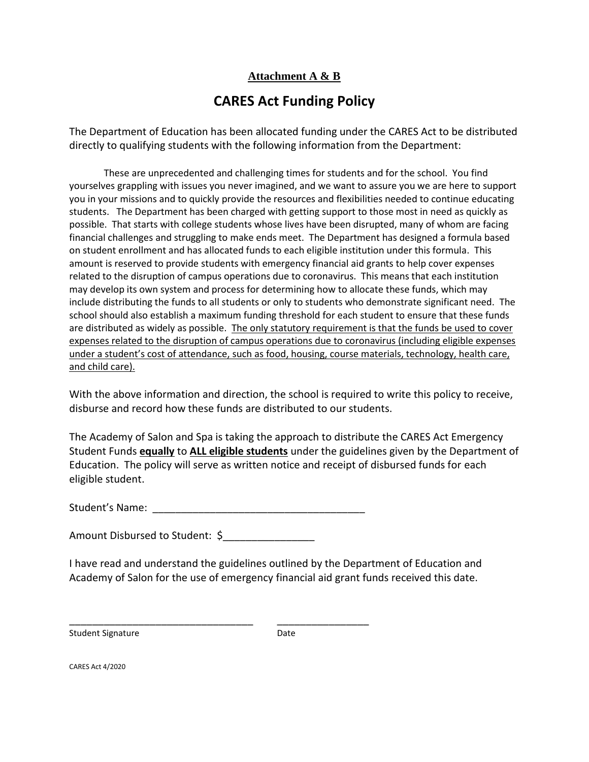**Attachment A & B**

# CARES Act Funding Policy

The Department of Education has been allocated funding under the CARES Act to be distributed directly to qualifying students with the following information from the Department:

These are unprecedented and challenging times for students and for the school. You find yourselves grappling with issues you never imagined, and we want to assure you we are here to support you in your missions and to quickly provide the resources and flexibilities needed to continue educating students. The Department has been charged with getting support to those most in need as quickly as possible. That starts with college students whose lives have been disrupted, many of whom are facing financial challenges and struggling to make ends meet. The Department has designed a formula based on student enrollment and has allocated funds to each eligible institution under this formula. This amount is reserved to provide students with emergency financial aid grants to help cover expenses related to the disruption of campus operations due to coronavirus. This means that each institution may develop its own system and process for determining how to allocate these funds, which may include distributing the funds to all students or only to students who demonstrate significant need. The school should also establish a maximum funding threshold for each student to ensure that these funds are distributed as widely as possible. <u>The only statutory requirement is that the funds be used to cover expenses related to the disruption of campus operations due to coronavirus (including eligible expenses under a student's cost of attendance, such as food, housing, course materials, technology, health care, and child care).</u>

With the above information and direction, the school is required to write this policy to receive, disburse and record how these funds are distributed to our students.

The Academy of Salon and Spa is taking the approach to distribute the CARES Act Emergency Student Funds **<u>equally</u>** to **<u>ALL eligible students</u>** under the guidelines given by the Department of Education. The policy will serve as written notice and receipt of disbursed funds for each eligible student.

Student's Name: ____________________________________

Amount Disbursed to Student: $_______________

I have read and understand the guidelines outlined by the Department of Education and Academy of Salon for the use of emergency financial aid grant funds received this date.

________________________________ ________________

Student Signature Date

CARES Act 4/2020